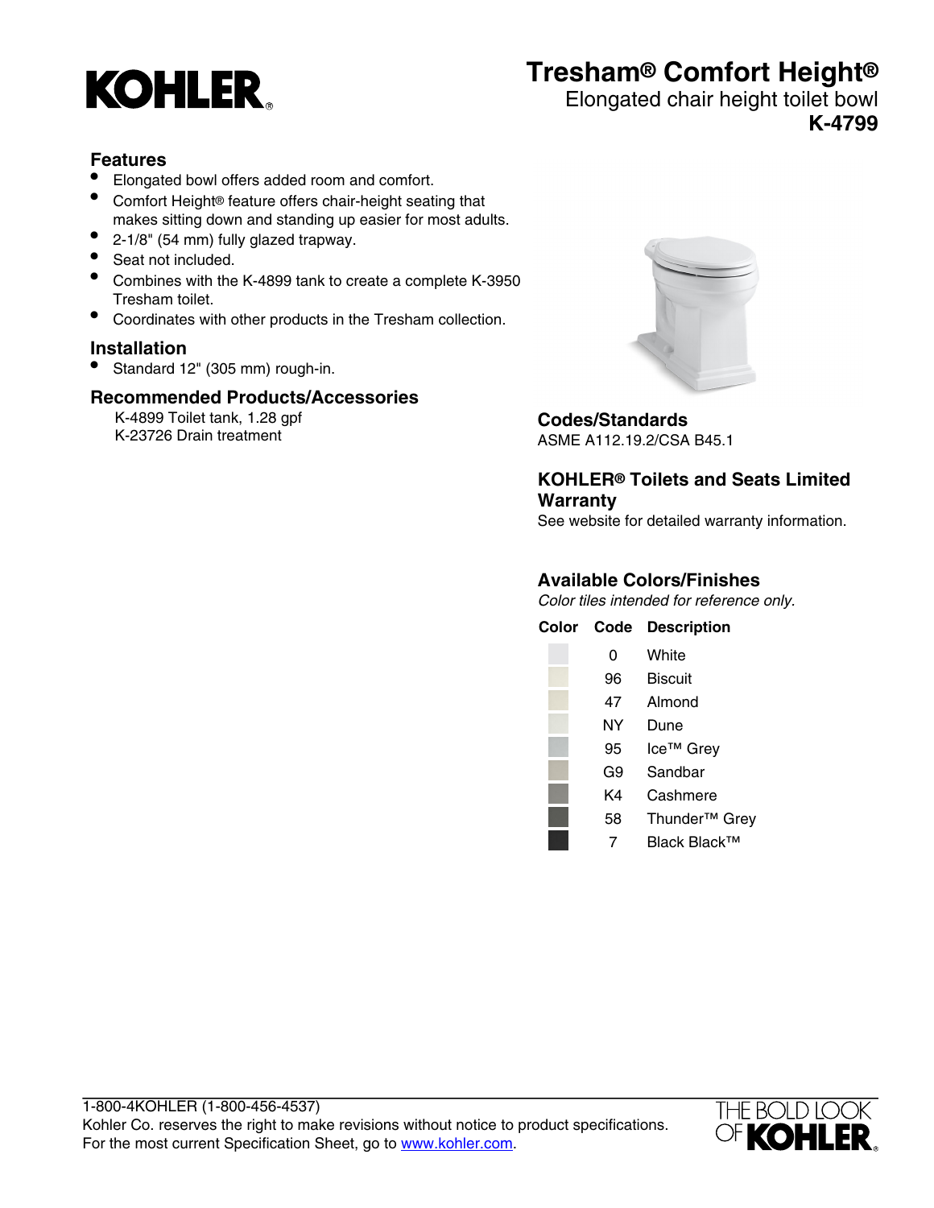KOHLER

# Tresham® Comfort Height®

Elongated chair height toilet bowl

**K-4799**

## Features

- Elongated bowl offers added room and comfort.
- Comfort Height® feature offers chair-height seating that makes sitting down and standing up easier for most adults.
- 2-1/8" (54 mm) fully glazed trapway.
- Seat not included.
- Combines with the K-4899 tank to create a complete K-3950 Tresham toilet.
- Coordinates with other products in the Tresham collection.

## Installation

- Standard 12" (305 mm) rough-in.

## Recommended Products/Accessories

K-4899 Toilet tank, 1.28 gpf
K-23726 Drain treatment

## Codes/Standards

ASME A112.19.2/CSA B45.1

## KOHLER® Toilets and Seats Limited Warranty

See website for detailed warranty information.

## Available Colors/Finishes

*Color tiles intended for reference only.*

| Color | Code | Description |
|---|---|---|
| | 0 | White |
| | 96 | Biscuit |
| | 47 | Almond |
| | NY | Dune |
| | 95 | Ice™ Grey |
| | G9 | Sandbar |
| | K4 | Cashmere |
| | 58 | Thunder™ Grey |
| | 7 | Black Black™ |

1-800-4KOHLER (1-800-456-4537)
Kohler Co. reserves the right to make revisions without notice to product specifications.
For the most current Specification Sheet, go to www.kohler.com.

THE BOLD LOOK OF KOHLER.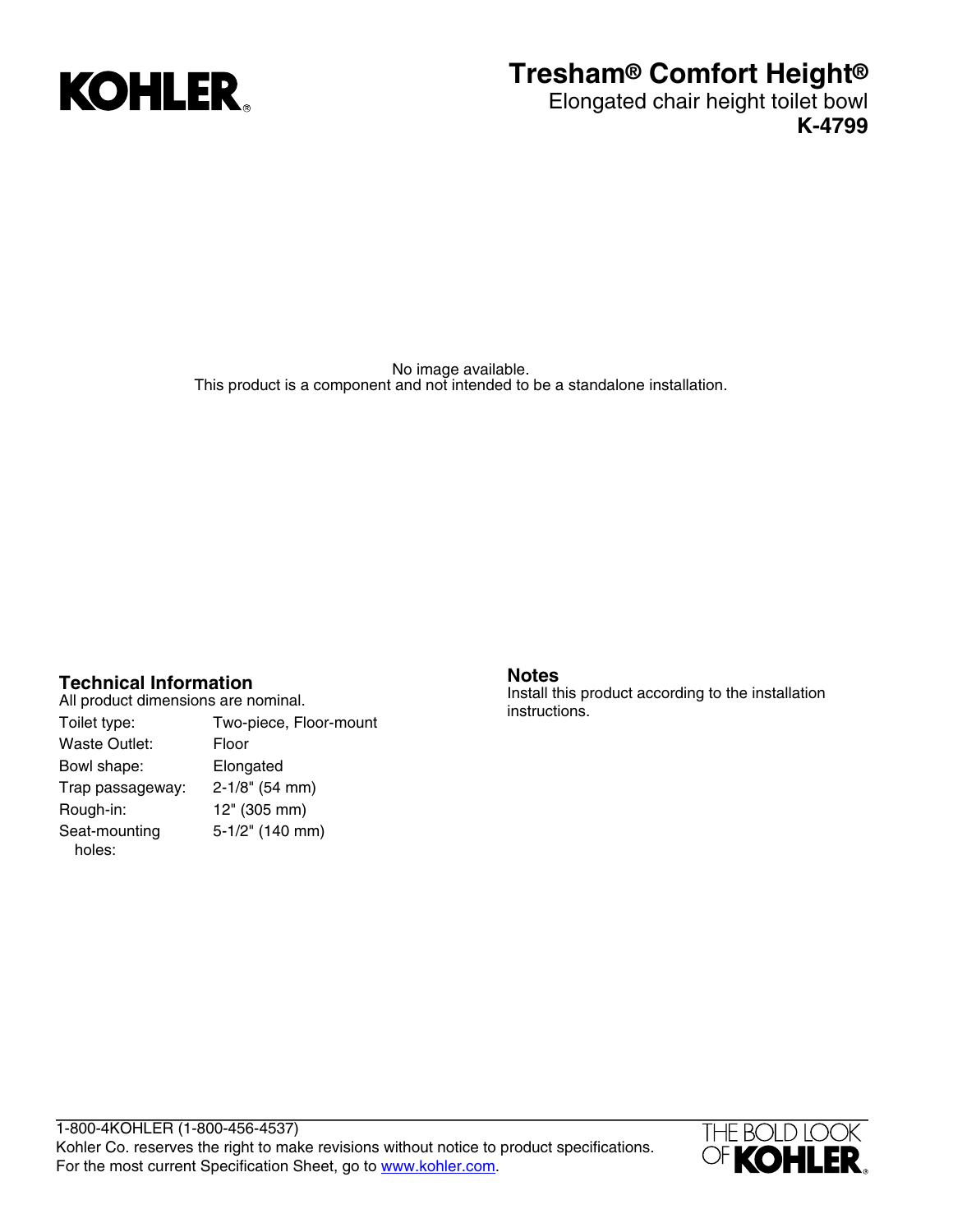KOHLER

# Tresham® Comfort Height®

Elongated chair height toilet bowl

**K-4799**

No image available.
This product is a component and not intended to be a standalone installation.

## Technical Information

All product dimensions are nominal.

| | |
|---|---|
| Toilet type: | Two-piece, Floor-mount |
| Waste Outlet: | Floor |
| Bowl shape: | Elongated |
| Trap passageway: | 2-1/8" (54 mm) |
| Rough-in: | 12" (305 mm) |
| Seat-mounting holes: | 5-1/2" (140 mm) |

## Notes

Install this product according to the installation instructions.

1-800-4KOHLER (1-800-456-4537)
Kohler Co. reserves the right to make revisions without notice to product specifications.
For the most current Specification Sheet, go to www.kohler.com.

THE BOLD LOOK OF KOHLER